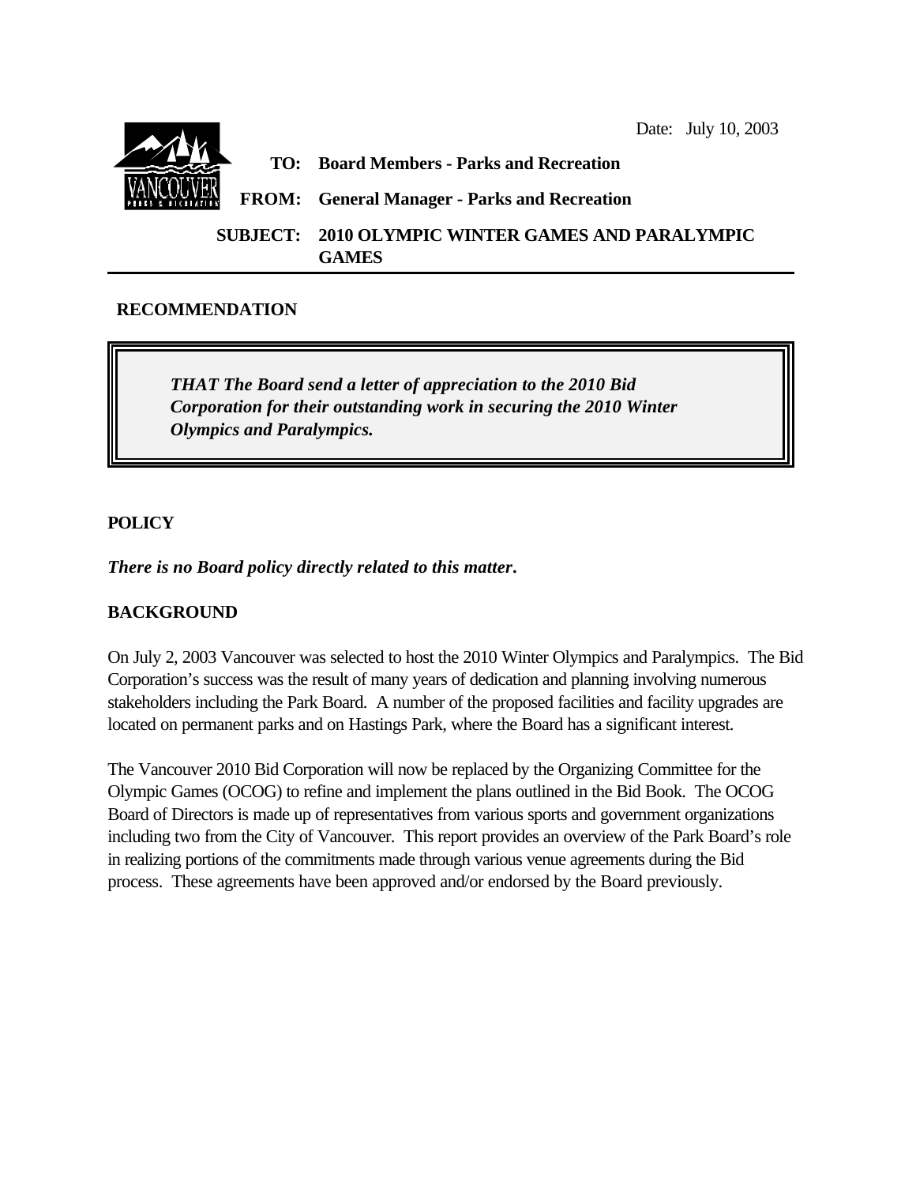Date: July 10, 2003

**TO: Board Members - Parks and Recreation**

**FROM: General Manager - Parks and Recreation**

**SUBJECT: 2010 OLYMPIC WINTER GAMES AND PARALYMPIC GAMES**

## RECOMMENDATION

> ***THAT The Board send a letter of appreciation to the 2010 Bid Corporation for their outstanding work in securing the 2010 Winter Olympics and Paralympics.***

## POLICY

***There is no Board policy directly related to this matter.***

## BACKGROUND

On July 2, 2003 Vancouver was selected to host the 2010 Winter Olympics and Paralympics. The Bid Corporation's success was the result of many years of dedication and planning involving numerous stakeholders including the Park Board. A number of the proposed facilities and facility upgrades are located on permanent parks and on Hastings Park, where the Board has a significant interest.

The Vancouver 2010 Bid Corporation will now be replaced by the Organizing Committee for the Olympic Games (OCOG) to refine and implement the plans outlined in the Bid Book. The OCOG Board of Directors is made up of representatives from various sports and government organizations including two from the City of Vancouver. This report provides an overview of the Park Board's role in realizing portions of the commitments made through various venue agreements during the Bid process. These agreements have been approved and/or endorsed by the Board previously.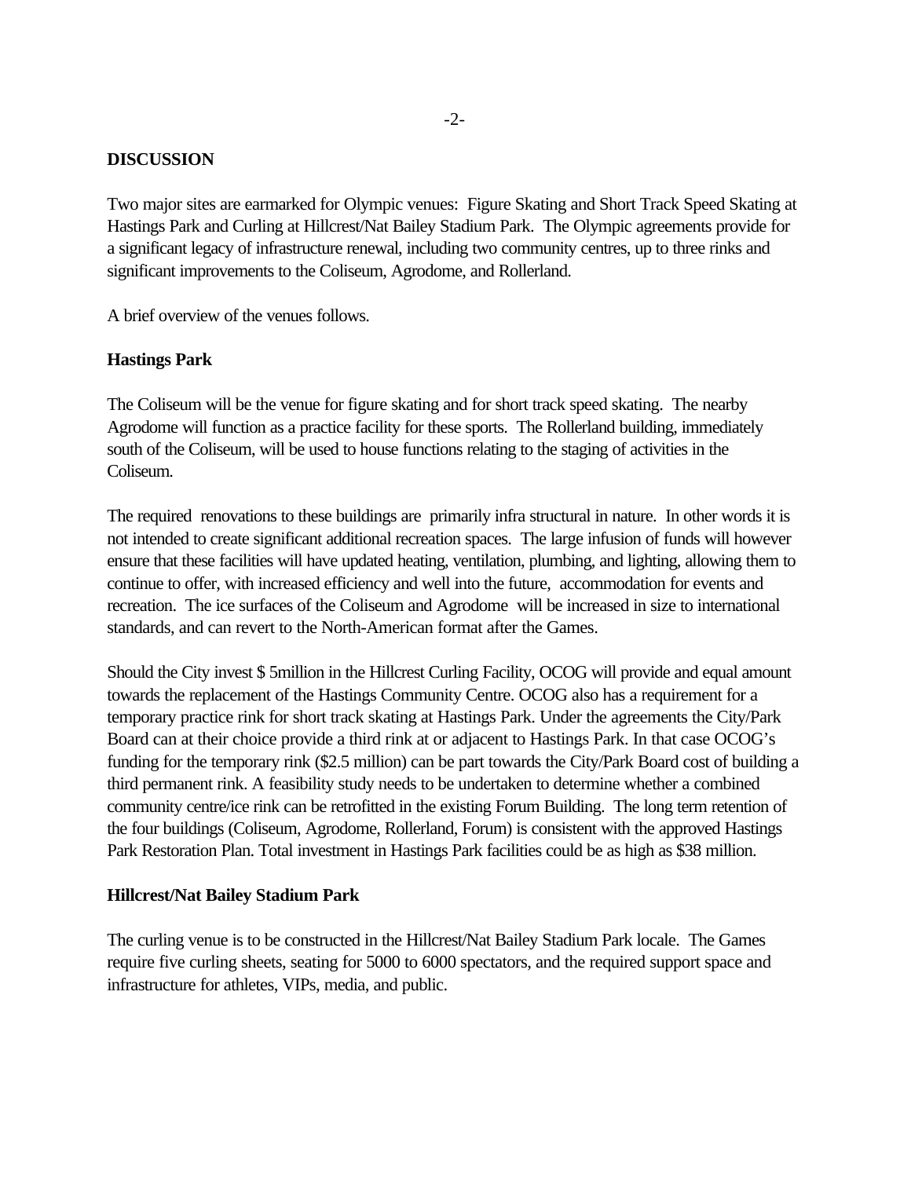**DISCUSSION**

Two major sites are earmarked for Olympic venues: Figure Skating and Short Track Speed Skating at Hastings Park and Curling at Hillcrest/Nat Bailey Stadium Park. The Olympic agreements provide for a significant legacy of infrastructure renewal, including two community centres, up to three rinks and significant improvements to the Coliseum, Agrodome, and Rollerland.

A brief overview of the venues follows.

**Hastings Park**

The Coliseum will be the venue for figure skating and for short track speed skating. The nearby Agrodome will function as a practice facility for these sports. The Rollerland building, immediately south of the Coliseum, will be used to house functions relating to the staging of activities in the Coliseum.

The required renovations to these buildings are primarily infra structural in nature. In other words it is not intended to create significant additional recreation spaces. The large infusion of funds will however ensure that these facilities will have updated heating, ventilation, plumbing, and lighting, allowing them to continue to offer, with increased efficiency and well into the future, accommodation for events and recreation. The ice surfaces of the Coliseum and Agrodome will be increased in size to international standards, and can revert to the North-American format after the Games.

Should the City invest $ 5million in the Hillcrest Curling Facility, OCOG will provide and equal amount towards the replacement of the Hastings Community Centre. OCOG also has a requirement for a temporary practice rink for short track skating at Hastings Park. Under the agreements the City/Park Board can at their choice provide a third rink at or adjacent to Hastings Park. In that case OCOG's funding for the temporary rink ($2.5 million) can be part towards the City/Park Board cost of building a third permanent rink. A feasibility study needs to be undertaken to determine whether a combined community centre/ice rink can be retrofitted in the existing Forum Building. The long term retention of the four buildings (Coliseum, Agrodome, Rollerland, Forum) is consistent with the approved Hastings Park Restoration Plan. Total investment in Hastings Park facilities could be as high as $38 million.

**Hillcrest/Nat Bailey Stadium Park**

The curling venue is to be constructed in the Hillcrest/Nat Bailey Stadium Park locale. The Games require five curling sheets, seating for 5000 to 6000 spectators, and the required support space and infrastructure for athletes, VIPs, media, and public.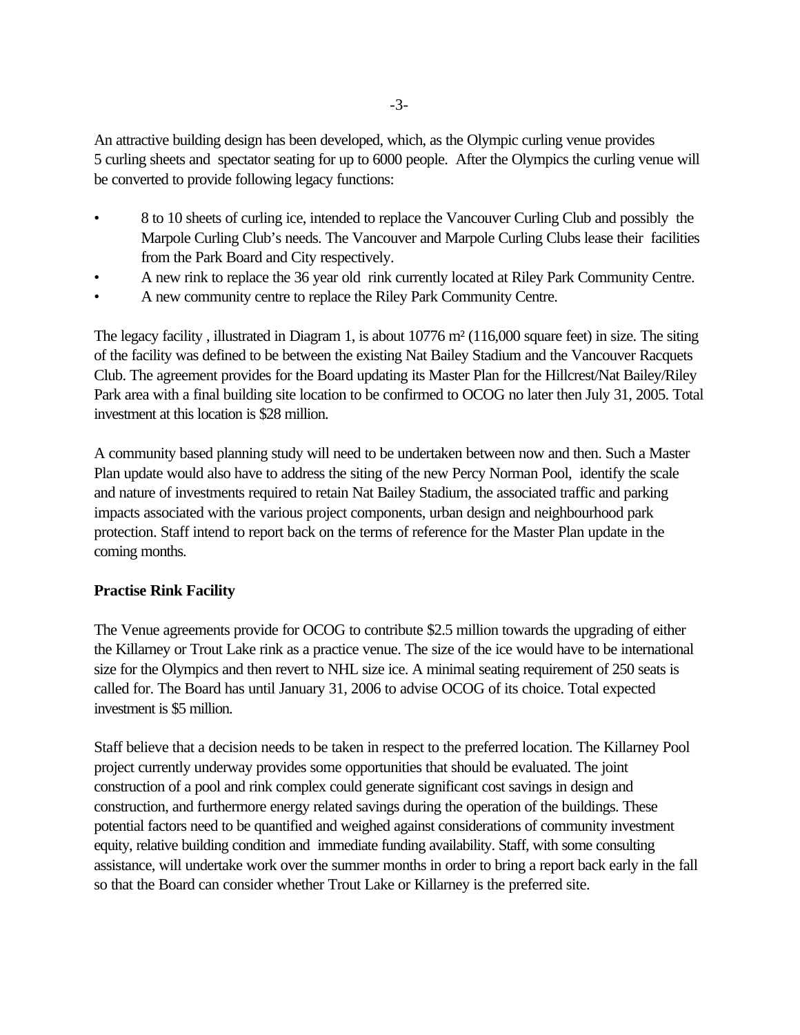An attractive building design has been developed, which, as the Olympic curling venue provides 5 curling sheets and spectator seating for up to 6000 people. After the Olympics the curling venue will be converted to provide following legacy functions:

- 8 to 10 sheets of curling ice, intended to replace the Vancouver Curling Club and possibly the Marpole Curling Club's needs. The Vancouver and Marpole Curling Clubs lease their facilities from the Park Board and City respectively.
- A new rink to replace the 36 year old rink currently located at Riley Park Community Centre.
- A new community centre to replace the Riley Park Community Centre.

The legacy facility , illustrated in Diagram 1, is about 10776 m² (116,000 square feet) in size. The siting of the facility was defined to be between the existing Nat Bailey Stadium and the Vancouver Racquets Club. The agreement provides for the Board updating its Master Plan for the Hillcrest/Nat Bailey/Riley Park area with a final building site location to be confirmed to OCOG no later then July 31, 2005. Total investment at this location is $28 million.

A community based planning study will need to be undertaken between now and then. Such a Master Plan update would also have to address the siting of the new Percy Norman Pool, identify the scale and nature of investments required to retain Nat Bailey Stadium, the associated traffic and parking impacts associated with the various project components, urban design and neighbourhood park protection. Staff intend to report back on the terms of reference for the Master Plan update in the coming months.

**Practise Rink Facility**

The Venue agreements provide for OCOG to contribute $2.5 million towards the upgrading of either the Killarney or Trout Lake rink as a practice venue. The size of the ice would have to be international size for the Olympics and then revert to NHL size ice. A minimal seating requirement of 250 seats is called for. The Board has until January 31, 2006 to advise OCOG of its choice. Total expected investment is $5 million.

Staff believe that a decision needs to be taken in respect to the preferred location. The Killarney Pool project currently underway provides some opportunities that should be evaluated. The joint construction of a pool and rink complex could generate significant cost savings in design and construction, and furthermore energy related savings during the operation of the buildings. These potential factors need to be quantified and weighed against considerations of community investment equity, relative building condition and immediate funding availability. Staff, with some consulting assistance, will undertake work over the summer months in order to bring a report back early in the fall so that the Board can consider whether Trout Lake or Killarney is the preferred site.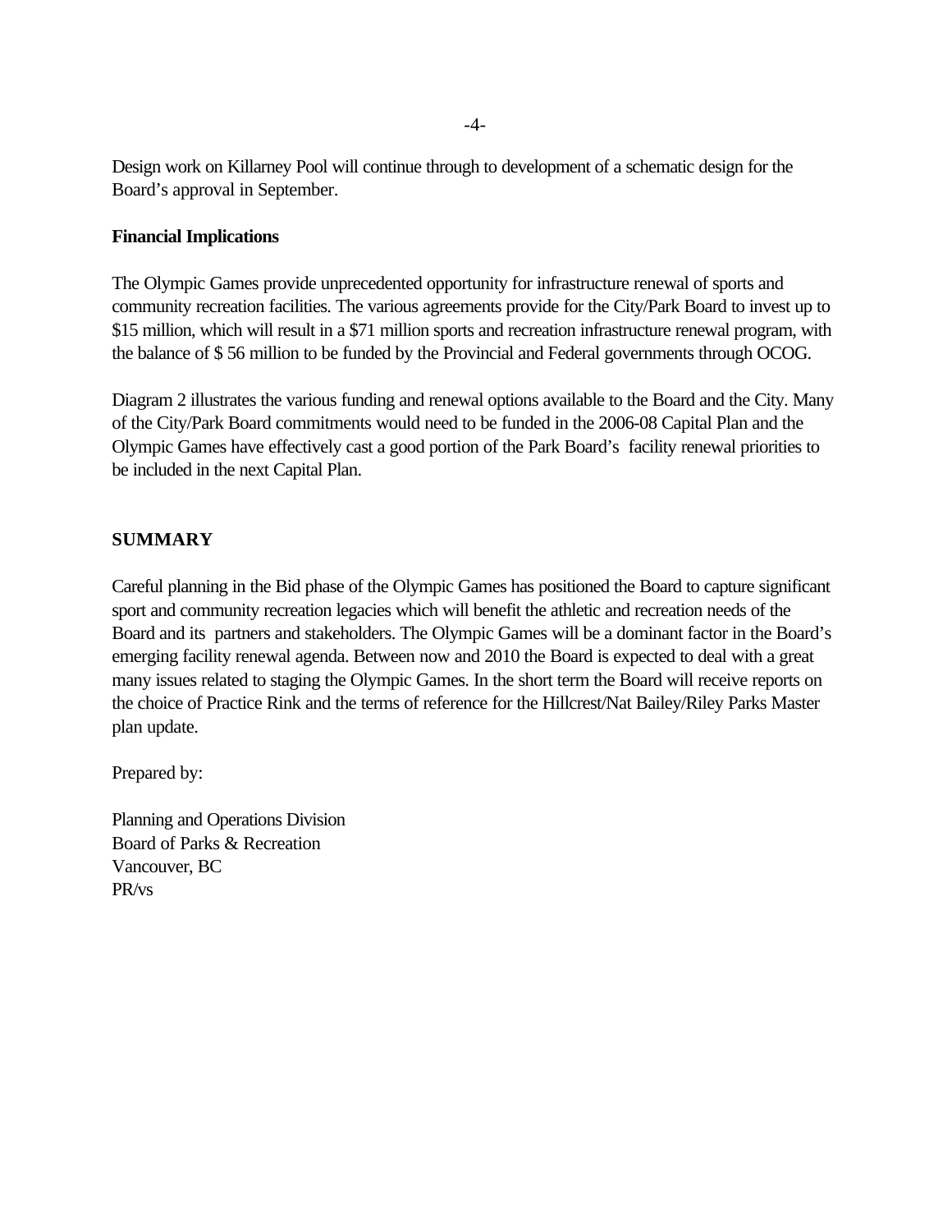Design work on Killarney Pool will continue through to development of a schematic design for the Board's approval in September.

**Financial Implications**

The Olympic Games provide unprecedented opportunity for infrastructure renewal of sports and community recreation facilities. The various agreements provide for the City/Park Board to invest up to $15 million, which will result in a $71 million sports and recreation infrastructure renewal program, with the balance of $ 56 million to be funded by the Provincial and Federal governments through OCOG.

Diagram 2 illustrates the various funding and renewal options available to the Board and the City. Many of the City/Park Board commitments would need to be funded in the 2006-08 Capital Plan and the Olympic Games have effectively cast a good portion of the Park Board's facility renewal priorities to be included in the next Capital Plan.

## SUMMARY

Careful planning in the Bid phase of the Olympic Games has positioned the Board to capture significant sport and community recreation legacies which will benefit the athletic and recreation needs of the Board and its partners and stakeholders. The Olympic Games will be a dominant factor in the Board's emerging facility renewal agenda. Between now and 2010 the Board is expected to deal with a great many issues related to staging the Olympic Games. In the short term the Board will receive reports on the choice of Practice Rink and the terms of reference for the Hillcrest/Nat Bailey/Riley Parks Master plan update.

Prepared by:

Planning and Operations Division
Board of Parks & Recreation
Vancouver, BC
PR/vs